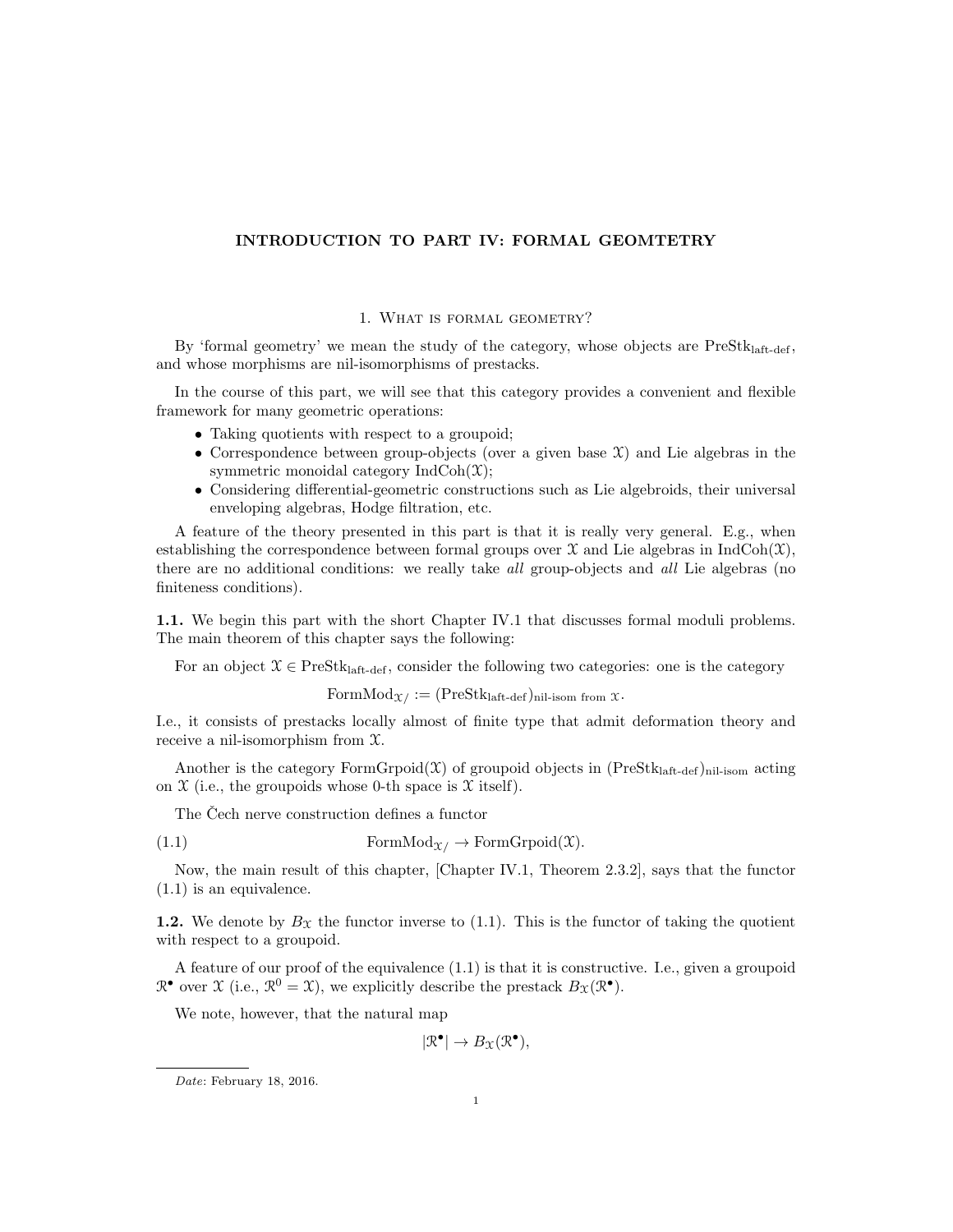# INTRODUCTION TO PART IV: FORMAL GEOMTETRY

## 1. What is formal geometry?

By 'formal geometry' we mean the study of the category, whose objects are $\text{PreStk}_{\text{laft-def}}$, and whose morphisms are nil-isomorphisms of prestacks.

In the course of this part, we will see that this category provides a convenient and flexible framework for many geometric operations:

- Taking quotients with respect to a groupoid;
- Correspondence between group-objects (over a given base $\mathcal{X}$) and Lie algebras in the symmetric monoidal category $\text{IndCoh}(\mathcal{X})$;
- Considering differential-geometric constructions such as Lie algebroids, their universal enveloping algebras, Hodge filtration, etc.

A feature of the theory presented in this part is that it is really very general. E.g., when establishing the correspondence between formal groups over $\mathcal{X}$ and Lie algebras in $\text{IndCoh}(\mathcal{X})$, there are no additional conditions: we really take *all* group-objects and *all* Lie algebras (no finiteness conditions).

**1.1.** We begin this part with the short Chapter IV.1 that discusses formal moduli problems. The main theorem of this chapter says the following:

For an object $\mathcal{X} \in \text{PreStk}_{\text{laft-def}}$, consider the following two categories: one is the category

$$\text{FormMod}_{\mathcal{X}/} := (\text{PreStk}_{\text{laft-def}})_{\text{nil-isom from } \mathcal{X}}.$$

I.e., it consists of prestacks locally almost of finite type that admit deformation theory and receive a nil-isomorphism from $\mathcal{X}$.

Another is the category $\text{FormGrpoid}(\mathcal{X})$ of groupoid objects in $(\text{PreStk}_{\text{laft-def}})_{\text{nil-isom}}$ acting on $\mathcal{X}$ (i.e., the groupoids whose 0-th space is $\mathcal{X}$ itself).

The Čech nerve construction defines a functor

$$\text{FormMod}_{\mathcal{X}/} \to \text{FormGrpoid}(\mathcal{X}). \tag{1.1}$$

Now, the main result of this chapter, [Chapter IV.1, Theorem 2.3.2], says that the functor (1.1) is an equivalence.

**1.2.** We denote by $B_{\mathcal{X}}$ the functor inverse to (1.1). This is the functor of taking the quotient with respect to a groupoid.

A feature of our proof of the equivalence (1.1) is that it is constructive. I.e., given a groupoid $\mathcal{R}^{\bullet}$ over $\mathcal{X}$ (i.e., $\mathcal{R}^0 = \mathcal{X}$), we explicitly describe the prestack $B_{\mathcal{X}}(\mathcal{R}^{\bullet})$.

We note, however, that the natural map

$$|\mathcal{R}^{\bullet}| \to B_{\mathcal{X}}(\mathcal{R}^{\bullet}),$$

*Date*: February 18, 2016.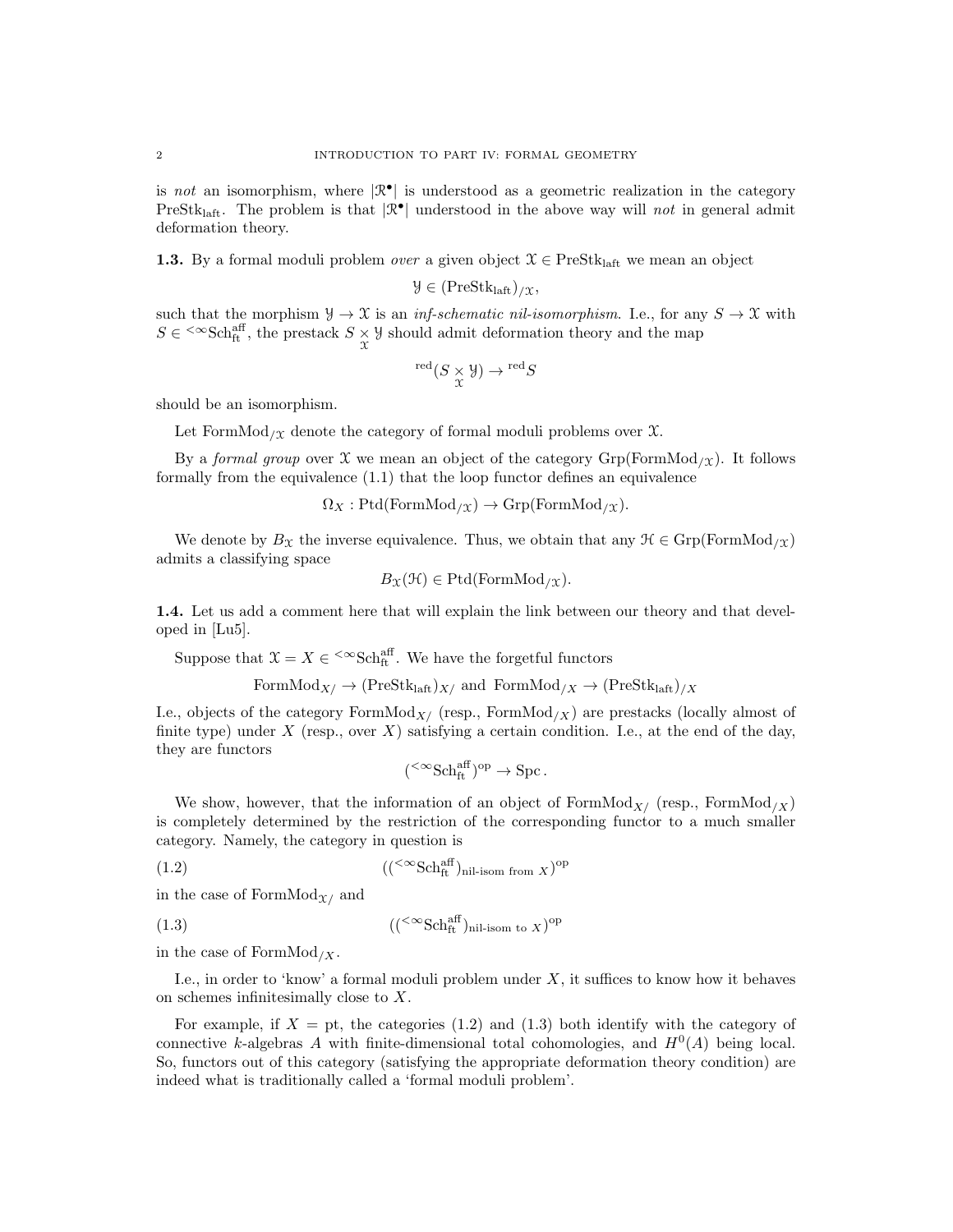is *not* an isomorphism, where $|\mathcal{R}^\bullet|$ is understood as a geometric realization in the category $\text{PreStk}_{\text{laft}}$. The problem is that $|\mathcal{R}^\bullet|$ understood in the above way will *not* in general admit deformation theory.

**1.3.** By a formal moduli problem *over* a given object $\mathcal{X} \in \text{PreStk}_{\text{laft}}$ we mean an object

$$\mathcal{Y} \in (\text{PreStk}_{\text{laft}})_{/\mathcal{X}},$$

such that the morphism $\mathcal{Y} \to \mathcal{X}$ is an *inf-schematic nil-isomorphism*. I.e., for any $S \to \mathcal{X}$ with $S \in {}^{<\infty}\text{Sch}^{\text{aff}}_{\text{ft}}$, the prestack $S \underset{\mathcal{X}}{\times} \mathcal{Y}$ should admit deformation theory and the map

$${}^{\text{red}}(S \underset{\mathcal{X}}{\times} \mathcal{Y}) \to {}^{\text{red}}S$$

should be an isomorphism.

Let $\text{FormMod}_{/\mathcal{X}}$ denote the category of formal moduli problems over $\mathcal{X}$.

By a *formal group* over $\mathcal{X}$ we mean an object of the category $\text{Grp}(\text{FormMod}_{/\mathcal{X}})$. It follows formally from the equivalence (1.1) that the loop functor defines an equivalence

$$\Omega_X : \text{Ptd}(\text{FormMod}_{/\mathcal{X}}) \to \text{Grp}(\text{FormMod}_{/\mathcal{X}}).$$

We denote by $B_{\mathcal{X}}$ the inverse equivalence. Thus, we obtain that any $\mathcal{H} \in \text{Grp}(\text{FormMod}_{/\mathcal{X}})$ admits a classifying space

$$B_{\mathcal{X}}(\mathcal{H}) \in \text{Ptd}(\text{FormMod}_{/\mathcal{X}}).$$

**1.4.** Let us add a comment here that will explain the link between our theory and that developed in [Lu5].

Suppose that $\mathcal{X} = X \in {}^{<\infty}\text{Sch}^{\text{aff}}_{\text{ft}}$. We have the forgetful functors

$$\text{FormMod}_{X/} \to (\text{PreStk}_{\text{laft}})_{X/} \text{ and } \text{FormMod}_{/X} \to (\text{PreStk}_{\text{laft}})_{/X}$$

I.e., objects of the category $\text{FormMod}_{X/}$ (resp., $\text{FormMod}_{/X}$) are prestacks (locally almost of finite type) under $X$ (resp., over $X$) satisfying a certain condition. I.e., at the end of the day, they are functors

$$({}^{<\infty}\text{Sch}^{\text{aff}}_{\text{ft}})^{\text{op}} \to \text{Spc}\,.$$

We show, however, that the information of an object of $\text{FormMod}_{X/}$ (resp., $\text{FormMod}_{/X}$) is completely determined by the restriction of the corresponding functor to a much smaller category. Namely, the category in question is

$$(({}^{<\infty}\text{Sch}^{\text{aff}}_{\text{ft}})_{\text{nil-isom from } X})^{\text{op}} \tag{1.2}$$

in the case of $\text{FormMod}_{\mathcal{X}/}$ and

$$(({}^{<\infty}\text{Sch}^{\text{aff}}_{\text{ft}})_{\text{nil-isom to } X})^{\text{op}} \tag{1.3}$$

in the case of $\text{FormMod}_{/X}$.

I.e., in order to 'know' a formal moduli problem under $X$, it suffices to know how it behaves on schemes infinitesimally close to $X$.

For example, if $X = \text{pt}$, the categories (1.2) and (1.3) both identify with the category of connective $k$-algebras $A$ with finite-dimensional total cohomologies, and $H^0(A)$ being local. So, functors out of this category (satisfying the appropriate deformation theory condition) are indeed what is traditionally called a 'formal moduli problem'.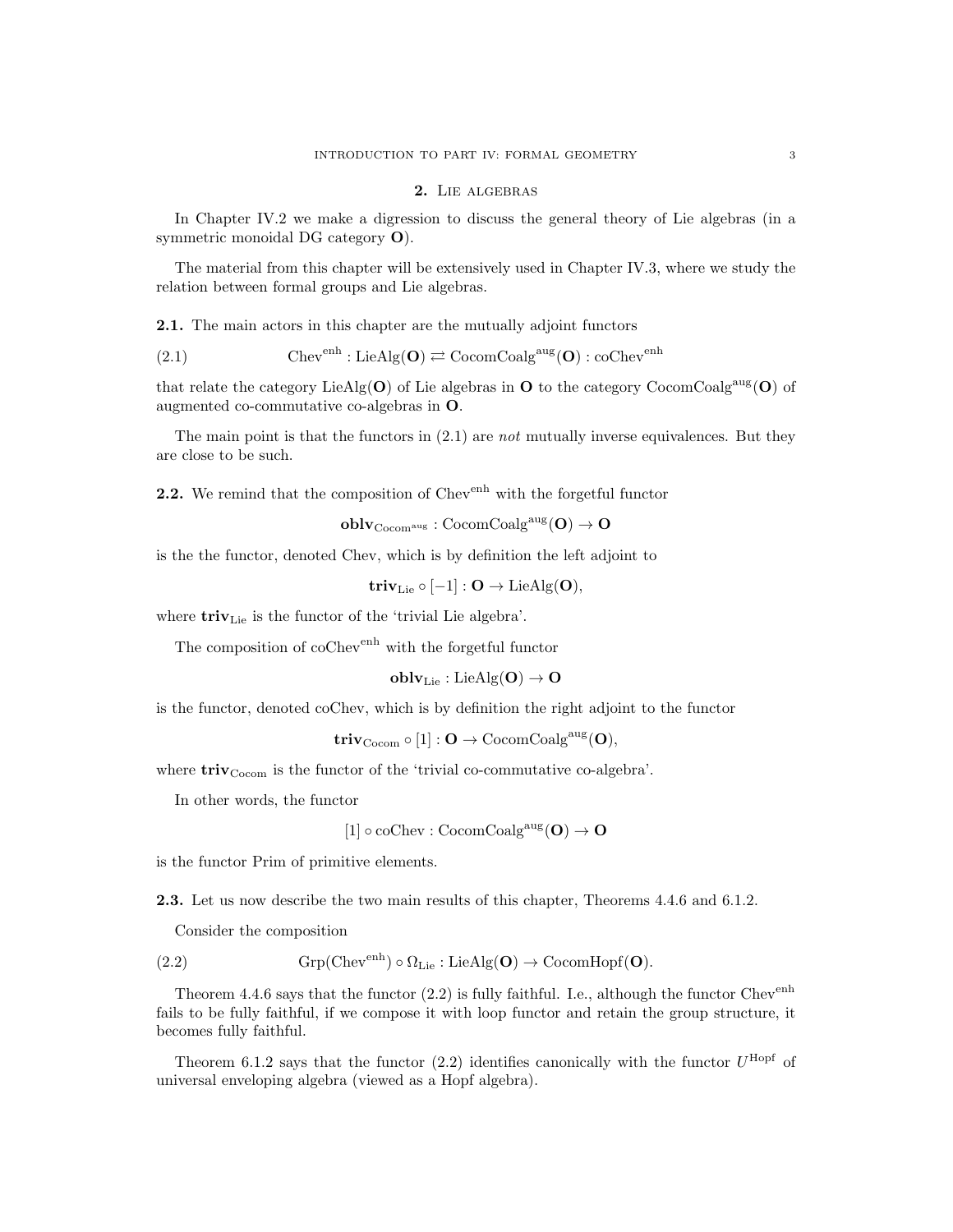## 2. Lie algebras

In Chapter IV.2 we make a digression to discuss the general theory of Lie algebras (in a symmetric monoidal DG category $\mathbf{O}$).

The material from this chapter will be extensively used in Chapter IV.3, where we study the relation between formal groups and Lie algebras.

**2.1.** The main actors in this chapter are the mutually adjoint functors

$$\mathrm{Chev}^{\mathrm{enh}} : \mathrm{LieAlg}(\mathbf{O}) \rightleftarrows \mathrm{CocomCoalg}^{\mathrm{aug}}(\mathbf{O}) : \mathrm{coChev}^{\mathrm{enh}} \tag{2.1}$$

that relate the category $\mathrm{LieAlg}(\mathbf{O})$ of Lie algebras in $\mathbf{O}$ to the category $\mathrm{CocomCoalg}^{\mathrm{aug}}(\mathbf{O})$ of augmented co-commutative co-algebras in $\mathbf{O}$.

The main point is that the functors in (2.1) are *not* mutually inverse equivalences. But they are close to be such.

**2.2.** We remind that the composition of $\mathrm{Chev}^{\mathrm{enh}}$ with the forgetful functor

$$\mathbf{oblv}_{\mathrm{Cocom}^{\mathrm{aug}}} : \mathrm{CocomCoalg}^{\mathrm{aug}}(\mathbf{O}) \to \mathbf{O}$$

is the the functor, denoted Chev, which is by definition the left adjoint to

$$\mathbf{triv}_{\mathrm{Lie}} \circ [-1] : \mathbf{O} \to \mathrm{LieAlg}(\mathbf{O}),$$

where $\mathbf{triv}_{\mathrm{Lie}}$ is the functor of the 'trivial Lie algebra'.

The composition of $\mathrm{coChev}^{\mathrm{enh}}$ with the forgetful functor

$$\mathbf{oblv}_{\mathrm{Lie}} : \mathrm{LieAlg}(\mathbf{O}) \to \mathbf{O}$$

is the functor, denoted coChev, which is by definition the right adjoint to the functor

$$\mathbf{triv}_{\mathrm{Cocom}} \circ [1] : \mathbf{O} \to \mathrm{CocomCoalg}^{\mathrm{aug}}(\mathbf{O}),$$

where $\mathbf{triv}_{\mathrm{Cocom}}$ is the functor of the 'trivial co-commutative co-algebra'.

In other words, the functor

$$[1] \circ \mathrm{coChev} : \mathrm{CocomCoalg}^{\mathrm{aug}}(\mathbf{O}) \to \mathbf{O}$$

is the functor Prim of primitive elements.

**2.3.** Let us now describe the two main results of this chapter, Theorems 4.4.6 and 6.1.2.

Consider the composition

$$\mathrm{Grp}(\mathrm{Chev}^{\mathrm{enh}}) \circ \Omega_{\mathrm{Lie}} : \mathrm{LieAlg}(\mathbf{O}) \to \mathrm{CocomHopf}(\mathbf{O}). \tag{2.2}$$

Theorem 4.4.6 says that the functor (2.2) is fully faithful. I.e., although the functor $\mathrm{Chev}^{\mathrm{enh}}$ fails to be fully faithful, if we compose it with loop functor and retain the group structure, it becomes fully faithful.

Theorem 6.1.2 says that the functor (2.2) identifies canonically with the functor $U^{\mathrm{Hopf}}$ of universal enveloping algebra (viewed as a Hopf algebra).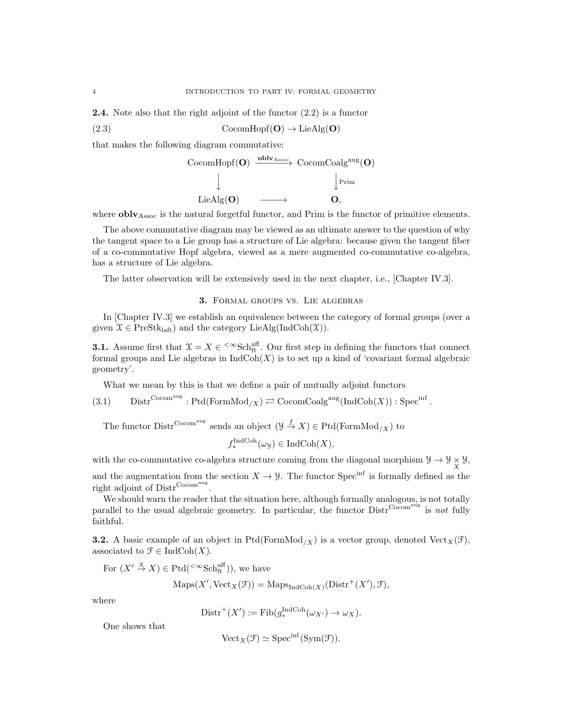**2.4.** Note also that the right adjoint of the functor (2.2) is a functor

$$\text{CocomHopf}(\mathbf{O}) \to \text{LieAlg}(\mathbf{O}) \tag{2.3}$$

that makes the following diagram commutative:

$$\begin{array}{ccc} \text{CocomHopf}(\mathbf{O}) & \xrightarrow{\mathbf{oblv}_{\text{Assoc}}} & \text{CocomCoalg}^{\text{aug}}(\mathbf{O}) \\ \downarrow & & \downarrow \text{Prim} \\ \text{LieAlg}(\mathbf{O}) & \longrightarrow & \mathbf{O}, \end{array}$$

where $\mathbf{oblv}_{\text{Assoc}}$ is the natural forgetful functor, and Prim is the functor of primitive elements.

The above commutative diagram may be viewed as an ultimate answer to the question of why the tangent space to a Lie group has a structure of Lie algebra: because given the tangent fiber of a co-commutative Hopf algebra, viewed as a mere augmented co-commutative co-algebra, has a structure of Lie algebra.

The latter observation will be extensively used in the next chapter, i.e., [Chapter IV.3].

## 3. Formal groups vs. Lie algebras

In [Chapter IV.3] we establish an equivalence between the category of formal groups (over a given $\mathcal{X} \in \text{PreStk}_{\text{laft}}$) and the category $\text{LieAlg}(\text{IndCoh}(\mathcal{X}))$.

**3.1.** Assume first that $\mathcal{X} = X \in {}^{<\infty}\text{Sch}^{\text{aff}}_{\text{ft}}$. Our first step in defining the functors that connect formal groups and Lie algebras in $\text{IndCoh}(X)$ is to set up a kind of 'covariant formal algebraic geometry'.

What we mean by this is that we define a pair of mutually adjoint functors

$$\text{Distr}^{\text{Cocom}^{\text{aug}}} : \text{Ptd}(\text{FormMod}_{/X}) \rightleftarrows \text{CocomCoalg}^{\text{aug}}(\text{IndCoh}(X)) : \text{Spec}^{\text{inf}}. \tag{3.1}$$

The functor $\text{Distr}^{\text{Cocom}^{\text{aug}}}$ sends an object $(\mathcal{Y} \xrightarrow{f} X) \in \text{Ptd}(\text{FormMod}_{/X})$ to

$$f^{\text{IndCoh}}_*(\omega_{\mathcal{Y}}) \in \text{IndCoh}(X),$$

with the co-commutative co-algebra structure coming from the diagonal morphism $\mathcal{Y} \to \mathcal{Y} \underset{X}{\times} \mathcal{Y}$, and the augmentation from the section $X \to \mathcal{Y}$. The functor $\text{Spec}^{\text{inf}}$ is formally defined as the right adjoint of $\text{Distr}^{\text{Cocom}^{\text{aug}}}$.

We should warn the reader that the situation here, although formally analogous, is not totally parallel to the usual algebraic geometry. In particular, the functor $\text{Distr}^{\text{Cocom}^{\text{aug}}}$ is *not* fully faithful.

**3.2.** A basic example of an object in $\text{Ptd}(\text{FormMod}_{/X})$ is a vector group, denoted $\text{Vect}_X(\mathcal{F})$, associated to $\mathcal{F} \in \text{IndCoh}(X)$.

For $(X' \xrightarrow{g} X) \in \text{Ptd}({}^{<\infty}\text{Sch}^{\text{aff}}_{\text{ft}}))$, we have

$$\text{Maps}(X', \text{Vect}_X(\mathcal{F})) = \text{Maps}_{\text{IndCoh}(X)}(\text{Distr}^+(X'), \mathcal{F}),$$

where

$$\text{Distr}^+(X') := \text{Fib}(g^{\text{IndCoh}}_*(\omega_{X'}) \to \omega_X).$$

One shows that

$$\text{Vect}_X(\mathcal{F}) \simeq \text{Spec}^{\text{inf}}(\text{Sym}(\mathcal{F})).$$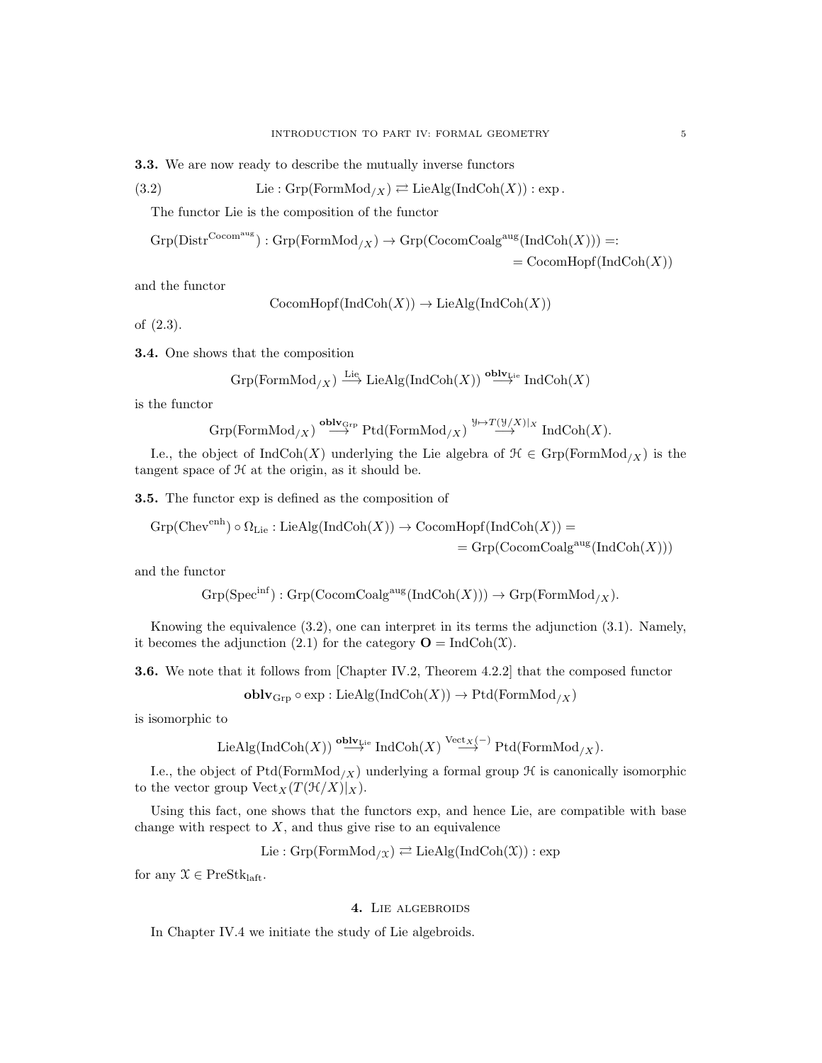**3.3.** We are now ready to describe the mutually inverse functors

$$\text{Lie} : \text{Grp}(\text{FormMod}_{/X}) \rightleftarrows \text{LieAlg}(\text{IndCoh}(X)) : \exp. \tag{3.2}$$

The functor Lie is the composition of the functor

$$\text{Grp}(\text{Distr}^{\text{Cocom}^{\text{aug}}}) : \text{Grp}(\text{FormMod}_{/X}) \to \text{Grp}(\text{CocomCoalg}^{\text{aug}}(\text{IndCoh}(X))) =: \\ = \text{CocomHopf}(\text{IndCoh}(X))$$

and the functor

$$\text{CocomHopf}(\text{IndCoh}(X)) \to \text{LieAlg}(\text{IndCoh}(X))$$

of (2.3).

**3.4.** One shows that the composition

$$\text{Grp}(\text{FormMod}_{/X}) \xrightarrow{\text{Lie}} \text{LieAlg}(\text{IndCoh}(X)) \xrightarrow{\mathbf{oblv}_{\text{Lie}}} \text{IndCoh}(X)$$

is the functor

$$\text{Grp}(\text{FormMod}_{/X}) \xrightarrow{\mathbf{oblv}_{\text{Grp}}} \text{Ptd}(\text{FormMod}_{/X}) \xrightarrow{\mathcal{Y} \mapsto T(\mathcal{Y}/X)|_X} \text{IndCoh}(X).$$

I.e., the object of $\text{IndCoh}(X)$ underlying the Lie algebra of $\mathcal{H} \in \text{Grp}(\text{FormMod}_{/X})$ is the tangent space of $\mathcal{H}$ at the origin, as it should be.

**3.5.** The functor exp is defined as the composition of

$$\text{Grp}(\text{Chev}^{\text{enh}}) \circ \Omega_{\text{Lie}} : \text{LieAlg}(\text{IndCoh}(X)) \to \text{CocomHopf}(\text{IndCoh}(X)) = \\ = \text{Grp}(\text{CocomCoalg}^{\text{aug}}(\text{IndCoh}(X)))$$

and the functor

$$\text{Grp}(\text{Spec}^{\text{inf}}) : \text{Grp}(\text{CocomCoalg}^{\text{aug}}(\text{IndCoh}(X))) \to \text{Grp}(\text{FormMod}_{/X}).$$

Knowing the equivalence (3.2), one can interpret in its terms the adjunction (3.1). Namely, it becomes the adjunction (2.1) for the category $\mathbf{O} = \text{IndCoh}(\mathcal{X})$.

**3.6.** We note that it follows from [Chapter IV.2, Theorem 4.2.2] that the composed functor

$$\mathbf{oblv}_{\text{Grp}} \circ \exp : \text{LieAlg}(\text{IndCoh}(X)) \to \text{Ptd}(\text{FormMod}_{/X})$$

is isomorphic to

$$\text{LieAlg}(\text{IndCoh}(X)) \xrightarrow{\mathbf{oblv}_{\text{Lie}}} \text{IndCoh}(X) \xrightarrow{\text{Vect}_X(-)} \text{Ptd}(\text{FormMod}_{/X}).$$

I.e., the object of $\text{Ptd}(\text{FormMod}_{/X})$ underlying a formal group $\mathcal{H}$ is canonically isomorphic to the vector group $\text{Vect}_X(T(\mathcal{H}/X)|_X)$.

Using this fact, one shows that the functors exp, and hence Lie, are compatible with base change with respect to $X$, and thus give rise to an equivalence

$$\text{Lie} : \text{Grp}(\text{FormMod}_{/\mathcal{X}}) \rightleftarrows \text{LieAlg}(\text{IndCoh}(\mathcal{X})) : \exp$$

for any $\mathcal{X} \in \text{PreStk}_{\text{laft}}$.

## 4. Lie algebroids

In Chapter IV.4 we initiate the study of Lie algebroids.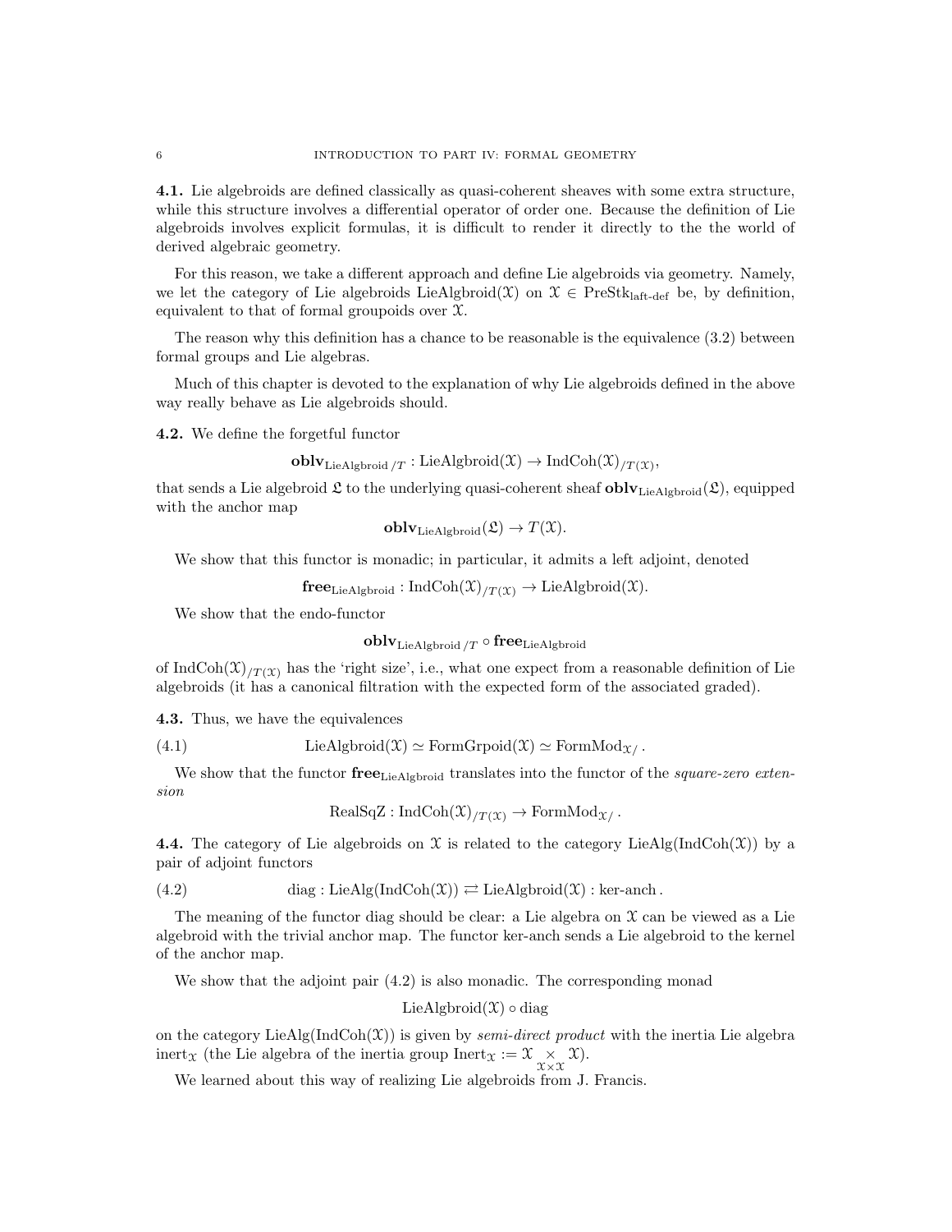**4.1.** Lie algebroids are defined classically as quasi-coherent sheaves with some extra structure, while this structure involves a differential operator of order one. Because the definition of Lie algebroids involves explicit formulas, it is difficult to render it directly to the the world of derived algebraic geometry.

For this reason, we take a different approach and define Lie algebroids via geometry. Namely, we let the category of Lie algebroids $\text{LieAlgbroid}(\mathcal{X})$ on $\mathcal{X} \in \text{PreStk}_{\text{laft-def}}$ be, by definition, equivalent to that of formal groupoids over $\mathcal{X}$.

The reason why this definition has a chance to be reasonable is the equivalence (3.2) between formal groups and Lie algebras.

Much of this chapter is devoted to the explanation of why Lie algebroids defined in the above way really behave as Lie algebroids should.

**4.2.** We define the forgetful functor

$$\mathbf{oblv}_{\text{LieAlgbroid}\,/T} : \text{LieAlgbroid}(\mathcal{X}) \to \text{IndCoh}(\mathcal{X})_{/T(\mathcal{X})},$$

that sends a Lie algebroid $\mathfrak{L}$ to the underlying quasi-coherent sheaf $\mathbf{oblv}_{\text{LieAlgbroid}}(\mathfrak{L})$, equipped with the anchor map

$$\mathbf{oblv}_{\text{LieAlgbroid}}(\mathfrak{L}) \to T(\mathcal{X}).$$

We show that this functor is monadic; in particular, it admits a left adjoint, denoted

$$\mathbf{free}_{\text{LieAlgbroid}} : \text{IndCoh}(\mathcal{X})_{/T(\mathcal{X})} \to \text{LieAlgbroid}(\mathcal{X}).$$

We show that the endo-functor

$$\mathbf{oblv}_{\text{LieAlgbroid}\,/T} \circ \mathbf{free}_{\text{LieAlgbroid}}$$

of $\text{IndCoh}(\mathcal{X})_{/T(\mathcal{X})}$ has the 'right size', i.e., what one expect from a reasonable definition of Lie algebroids (it has a canonical filtration with the expected form of the associated graded).

**4.3.** Thus, we have the equivalences

$$\text{LieAlgbroid}(\mathcal{X}) \simeq \text{FormGrpoid}(\mathcal{X}) \simeq \text{FormMod}_{\mathcal{X}/}\,. \tag{4.1}$$

We show that the functor $\mathbf{free}_{\text{LieAlgbroid}}$ translates into the functor of the *square-zero extension*

$$\text{RealSqZ} : \text{IndCoh}(\mathcal{X})_{/T(\mathcal{X})} \to \text{FormMod}_{\mathcal{X}/}\,.$$

**4.4.** The category of Lie algebroids on $\mathcal{X}$ is related to the category $\text{LieAlg}(\text{IndCoh}(\mathcal{X}))$ by a pair of adjoint functors

$$\text{diag} : \text{LieAlg}(\text{IndCoh}(\mathcal{X})) \rightleftarrows \text{LieAlgbroid}(\mathcal{X}) : \text{ker-anch}\,. \tag{4.2}$$

The meaning of the functor diag should be clear: a Lie algebra on $\mathcal{X}$ can be viewed as a Lie algebroid with the trivial anchor map. The functor ker-anch sends a Lie algebroid to the kernel of the anchor map.

We show that the adjoint pair (4.2) is also monadic. The corresponding monad

$$\text{LieAlgbroid}(\mathcal{X}) \circ \text{diag}$$

on the category $\text{LieAlg}(\text{IndCoh}(\mathcal{X}))$ is given by *semi-direct product* with the inertia Lie algebra $\text{inert}_{\mathcal{X}}$ (the Lie algebra of the inertia group $\text{Inert}_{\mathcal{X}} := \mathcal{X} \underset{\mathcal{X}\times\mathcal{X}}{\times} \mathcal{X}$).

We learned about this way of realizing Lie algebroids from J. Francis.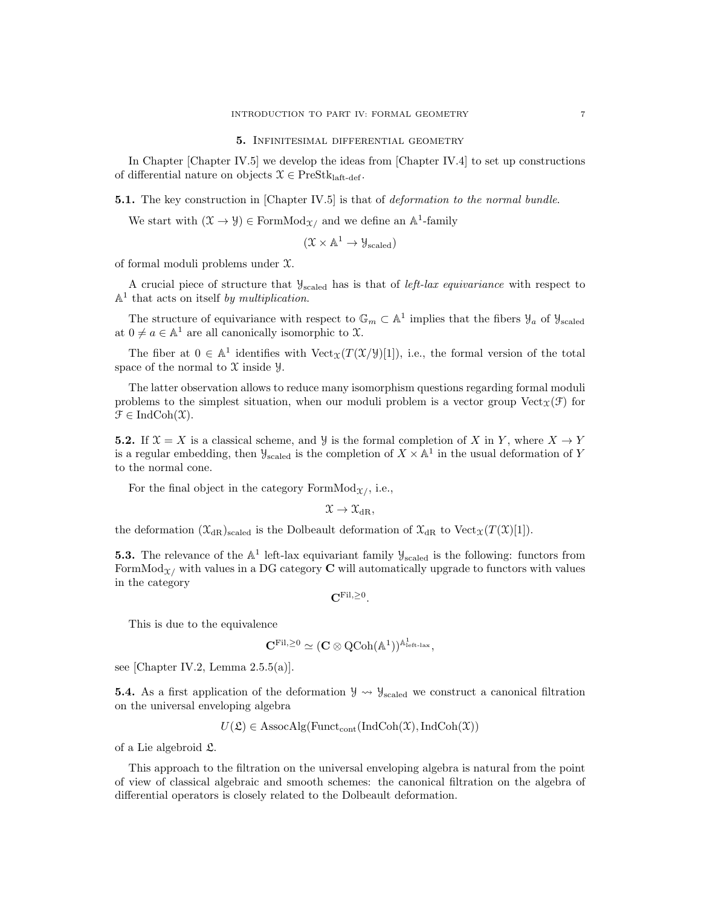## 5. Infinitesimal differential geometry

In Chapter [Chapter IV.5] we develop the ideas from [Chapter IV.4] to set up constructions of differential nature on objects $\mathcal{X} \in \mathrm{PreStk}_{\mathrm{laft\text{-}def}}$.

**5.1.** The key construction in [Chapter IV.5] is that of *deformation to the normal bundle*.

We start with $(\mathcal{X} \to \mathcal{Y}) \in \mathrm{FormMod}_{\mathcal{X}/}$ and we define an $\mathbb{A}^1$-family

$$(\mathcal{X} \times \mathbb{A}^1 \to \mathcal{Y}_{\mathrm{scaled}})$$

of formal moduli problems under $\mathcal{X}$.

A crucial piece of structure that $\mathcal{Y}_{\mathrm{scaled}}$ has is that of *left-lax equivariance* with respect to $\mathbb{A}^1$ that acts on itself *by multiplication*.

The structure of equivariance with respect to $\mathbb{G}_m \subset \mathbb{A}^1$ implies that the fibers $\mathcal{Y}_a$ of $\mathcal{Y}_{\mathrm{scaled}}$ at $0 \neq a \in \mathbb{A}^1$ are all canonically isomorphic to $\mathcal{X}$.

The fiber at $0 \in \mathbb{A}^1$ identifies with $\mathrm{Vect}_{\mathcal{X}}(T(\mathcal{X}/\mathcal{Y})[1])$, i.e., the formal version of the total space of the normal to $\mathcal{X}$ inside $\mathcal{Y}$.

The latter observation allows to reduce many isomorphism questions regarding formal moduli problems to the simplest situation, when our moduli problem is a vector group $\mathrm{Vect}_{\mathcal{X}}(\mathcal{F})$ for $\mathcal{F} \in \mathrm{IndCoh}(\mathcal{X})$.

**5.2.** If $\mathcal{X} = X$ is a classical scheme, and $\mathcal{Y}$ is the formal completion of $X$ in $Y$, where $X \to Y$ is a regular embedding, then $\mathcal{Y}_{\mathrm{scaled}}$ is the completion of $X \times \mathbb{A}^1$ in the usual deformation of $Y$ to the normal cone.

For the final object in the category $\mathrm{FormMod}_{\mathcal{X}/}$, i.e.,

$$\mathcal{X} \to \mathcal{X}_{\mathrm{dR}},$$

the deformation $(\mathcal{X}_{\mathrm{dR}})_{\mathrm{scaled}}$ is the Dolbeault deformation of $\mathcal{X}_{\mathrm{dR}}$ to $\mathrm{Vect}_{\mathcal{X}}(T(\mathcal{X})[1])$.

**5.3.** The relevance of the $\mathbb{A}^1$ left-lax equivariant family $\mathcal{Y}_{\mathrm{scaled}}$ is the following: functors from $\mathrm{FormMod}_{\mathcal{X}/}$ with values in a DG category $\mathbf{C}$ will automatically upgrade to functors with values in the category

$$\mathbf{C}^{\mathrm{Fil},\geq 0}.$$

This is due to the equivalence

$$\mathbf{C}^{\mathrm{Fil},\geq 0} \simeq (\mathbf{C} \otimes \mathrm{QCoh}(\mathbb{A}^1))^{\mathbb{A}^1_{\mathrm{left\text{-}lax}}},$$

see [Chapter IV.2, Lemma 2.5.5(a)].

**5.4.** As a first application of the deformation $\mathcal{Y} \rightsquigarrow \mathcal{Y}_{\mathrm{scaled}}$ we construct a canonical filtration on the universal enveloping algebra

$$U(\mathfrak{L}) \in \mathrm{AssocAlg}(\mathrm{Funct}_{\mathrm{cont}}(\mathrm{IndCoh}(\mathcal{X}), \mathrm{IndCoh}(\mathcal{X}))$$

of a Lie algebroid $\mathfrak{L}$.

This approach to the filtration on the universal enveloping algebra is natural from the point of view of classical algebraic and smooth schemes: the canonical filtration on the algebra of differential operators is closely related to the Dolbeault deformation.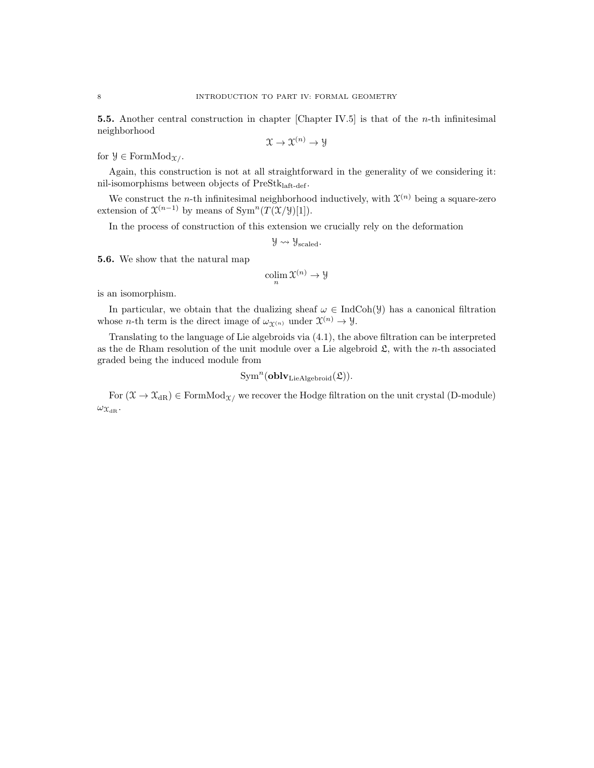**5.5.** Another central construction in chapter [Chapter IV.5] is that of the $n$-th infinitesimal neighborhood

$$\mathcal{X} \to \mathcal{X}^{(n)} \to \mathcal{Y}$$

for $\mathcal{Y} \in \text{FormMod}_{\mathcal{X}/}$.

Again, this construction is not at all straightforward in the generality of we considering it: nil-isomorphisms between objects of $\text{PreStk}_{\text{laft-def}}$.

We construct the $n$-th infinitesimal neighborhood inductively, with $\mathcal{X}^{(n)}$ being a square-zero extension of $\mathcal{X}^{(n-1)}$ by means of $\text{Sym}^n(T(\mathcal{X}/\mathcal{Y})[1])$.

In the process of construction of this extension we crucially rely on the deformation

$$\mathcal{Y} \rightsquigarrow \mathcal{Y}_{\text{scaled}}.$$

**5.6.** We show that the natural map

$$\underset{n}{\text{colim}}\, \mathcal{X}^{(n)} \to \mathcal{Y}$$

is an isomorphism.

In particular, we obtain that the dualizing sheaf $\omega \in \text{IndCoh}(\mathcal{Y})$ has a canonical filtration whose $n$-th term is the direct image of $\omega_{\mathcal{X}^{(n)}}$ under $\mathcal{X}^{(n)} \to \mathcal{Y}$.

Translating to the language of Lie algebroids via (4.1), the above filtration can be interpreted as the de Rham resolution of the unit module over a Lie algebroid $\mathfrak{L}$, with the $n$-th associated graded being the induced module from

$$\text{Sym}^n(\mathbf{oblv}_{\text{LieAlgebroid}}(\mathfrak{L})).$$

For $(\mathcal{X} \to \mathcal{X}_{\text{dR}}) \in \text{FormMod}_{\mathcal{X}/}$ we recover the Hodge filtration on the unit crystal (D-module) $\omega_{\mathcal{X}_{\text{dR}}}$.